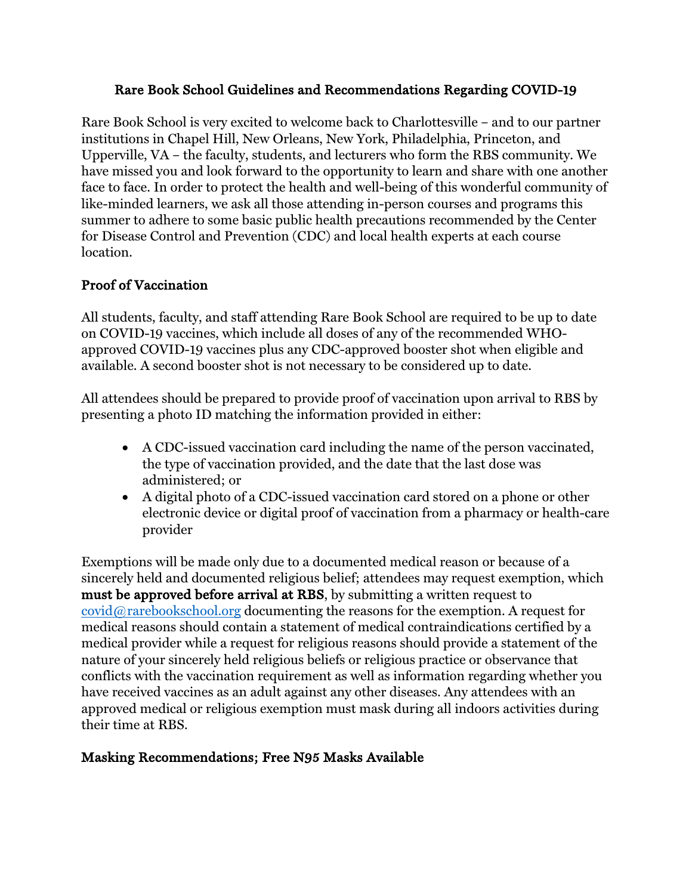# Rare Book School Guidelines and Recommendations Regarding COVID-19

Rare Book School is very excited to welcome back to Charlottesville – and to our partner institutions in Chapel Hill, New Orleans, New York, Philadelphia, Princeton, and Upperville, VA – the faculty, students, and lecturers who form the RBS community. We have missed you and look forward to the opportunity to learn and share with one another face to face. In order to protect the health and well-being of this wonderful community of like-minded learners, we ask all those attending in-person courses and programs this summer to adhere to some basic public health precautions recommended by the Center for Disease Control and Prevention (CDC) and local health experts at each course location.

## Proof of Vaccination

All students, faculty, and staff attending Rare Book School are required to be up to date on COVID-19 vaccines, which include all doses of any of the recommended WHO-approved COVID-19 vaccines plus any CDC-approved booster shot when eligible and available. A second booster shot is not necessary to be considered up to date.

All attendees should be prepared to provide proof of vaccination upon arrival to RBS by presenting a photo ID matching the information provided in either:

- A CDC-issued vaccination card including the name of the person vaccinated, the type of vaccination provided, and the date that the last dose was administered; or
- A digital photo of a CDC-issued vaccination card stored on a phone or other electronic device or digital proof of vaccination from a pharmacy or health-care provider

Exemptions will be made only due to a documented medical reason or because of a sincerely held and documented religious belief; attendees may request exemption, which **must be approved before arrival at RBS**, by submitting a written request to covid@rarebookschool.org documenting the reasons for the exemption. A request for medical reasons should contain a statement of medical contraindications certified by a medical provider while a request for religious reasons should provide a statement of the nature of your sincerely held religious beliefs or religious practice or observance that conflicts with the vaccination requirement as well as information regarding whether you have received vaccines as an adult against any other diseases. Any attendees with an approved medical or religious exemption must mask during all indoors activities during their time at RBS.

## Masking Recommendations; Free N95 Masks Available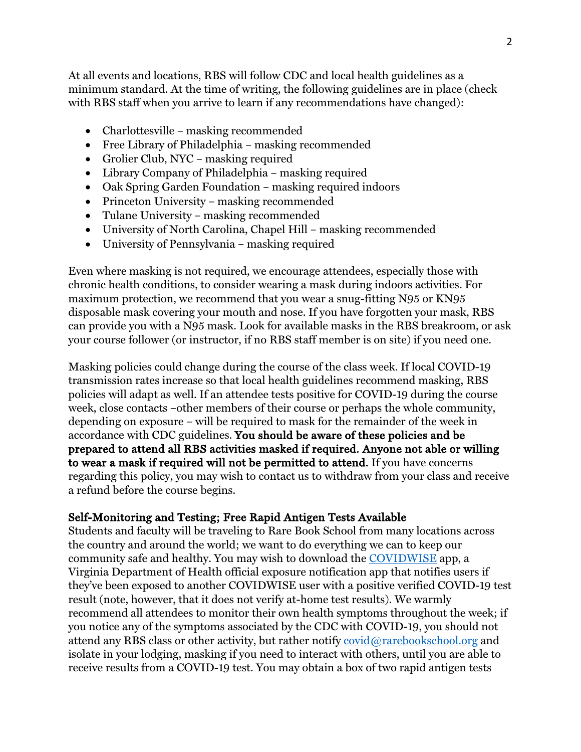At all events and locations, RBS will follow CDC and local health guidelines as a minimum standard. At the time of writing, the following guidelines are in place (check with RBS staff when you arrive to learn if any recommendations have changed):

- Charlottesville – masking recommended
- Free Library of Philadelphia – masking recommended
- Grolier Club, NYC – masking required
- Library Company of Philadelphia – masking required
- Oak Spring Garden Foundation – masking required indoors
- Princeton University – masking recommended
- Tulane University – masking recommended
- University of North Carolina, Chapel Hill – masking recommended
- University of Pennsylvania – masking required

Even where masking is not required, we encourage attendees, especially those with chronic health conditions, to consider wearing a mask during indoors activities. For maximum protection, we recommend that you wear a snug-fitting N95 or KN95 disposable mask covering your mouth and nose. If you have forgotten your mask, RBS can provide you with a N95 mask. Look for available masks in the RBS breakroom, or ask your course follower (or instructor, if no RBS staff member is on site) if you need one.

Masking policies could change during the course of the class week. If local COVID-19 transmission rates increase so that local health guidelines recommend masking, RBS policies will adapt as well. If an attendee tests positive for COVID-19 during the course week, close contacts –other members of their course or perhaps the whole community, depending on exposure – will be required to mask for the remainder of the week in accordance with CDC guidelines. **You should be aware of these policies and be prepared to attend all RBS activities masked if required. Anyone not able or willing to wear a mask if required will not be permitted to attend.** If you have concerns regarding this policy, you may wish to contact us to withdraw from your class and receive a refund before the course begins.

**Self-Monitoring and Testing; Free Rapid Antigen Tests Available**

Students and faculty will be traveling to Rare Book School from many locations across the country and around the world; we want to do everything we can to keep our community safe and healthy. You may wish to download the COVIDWISE app, a Virginia Department of Health official exposure notification app that notifies users if they've been exposed to another COVIDWISE user with a positive verified COVID-19 test result (note, however, that it does not verify at-home test results). We warmly recommend all attendees to monitor their own health symptoms throughout the week; if you notice any of the symptoms associated by the CDC with COVID-19, you should not attend any RBS class or other activity, but rather notify covid@rarebookschool.org and isolate in your lodging, masking if you need to interact with others, until you are able to receive results from a COVID-19 test. You may obtain a box of two rapid antigen tests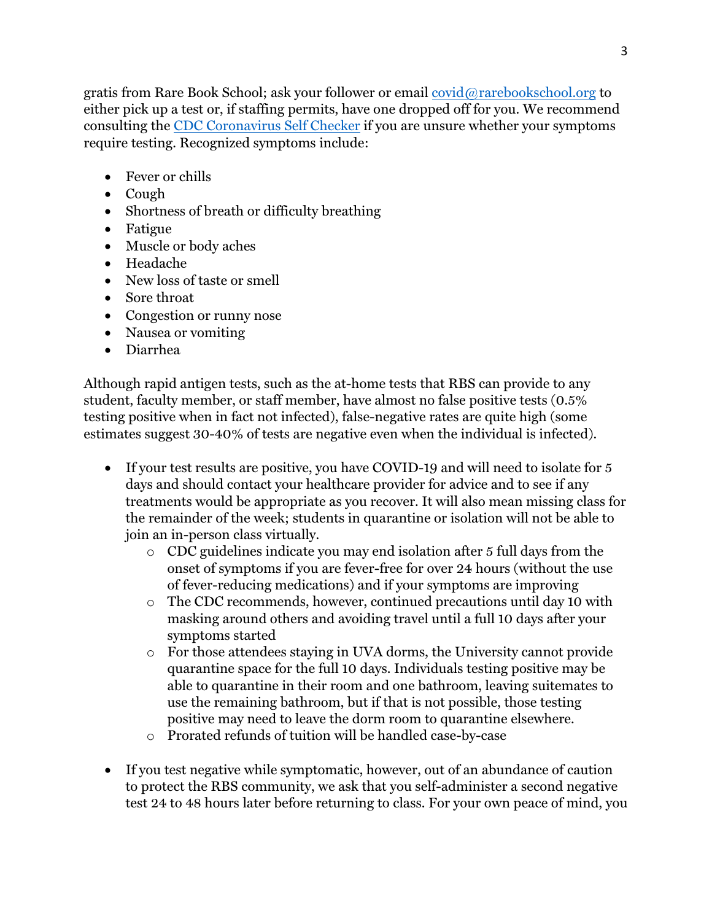gratis from Rare Book School; ask your follower or email [covid@rarebookschool.org](mailto:covid@rarebookschool.org) to either pick up a test or, if staffing permits, have one dropped off for you. We recommend consulting the [CDC Coronavirus Self Checker](#) if you are unsure whether your symptoms require testing. Recognized symptoms include:

- Fever or chills
- Cough
- Shortness of breath or difficulty breathing
- Fatigue
- Muscle or body aches
- Headache
- New loss of taste or smell
- Sore throat
- Congestion or runny nose
- Nausea or vomiting
- Diarrhea

Although rapid antigen tests, such as the at-home tests that RBS can provide to any student, faculty member, or staff member, have almost no false positive tests (0.5% testing positive when in fact not infected), false-negative rates are quite high (some estimates suggest 30-40% of tests are negative even when the individual is infected).

- If your test results are positive, you have COVID-19 and will need to isolate for 5 days and should contact your healthcare provider for advice and to see if any treatments would be appropriate as you recover. It will also mean missing class for the remainder of the week; students in quarantine or isolation will not be able to join an in-person class virtually.
  - CDC guidelines indicate you may end isolation after 5 full days from the onset of symptoms if you are fever-free for over 24 hours (without the use of fever-reducing medications) and if your symptoms are improving
  - The CDC recommends, however, continued precautions until day 10 with masking around others and avoiding travel until a full 10 days after your symptoms started
  - For those attendees staying in UVA dorms, the University cannot provide quarantine space for the full 10 days. Individuals testing positive may be able to quarantine in their room and one bathroom, leaving suitemates to use the remaining bathroom, but if that is not possible, those testing positive may need to leave the dorm room to quarantine elsewhere.
  - Prorated refunds of tuition will be handled case-by-case

- If you test negative while symptomatic, however, out of an abundance of caution to protect the RBS community, we ask that you self-administer a second negative test 24 to 48 hours later before returning to class. For your own peace of mind, you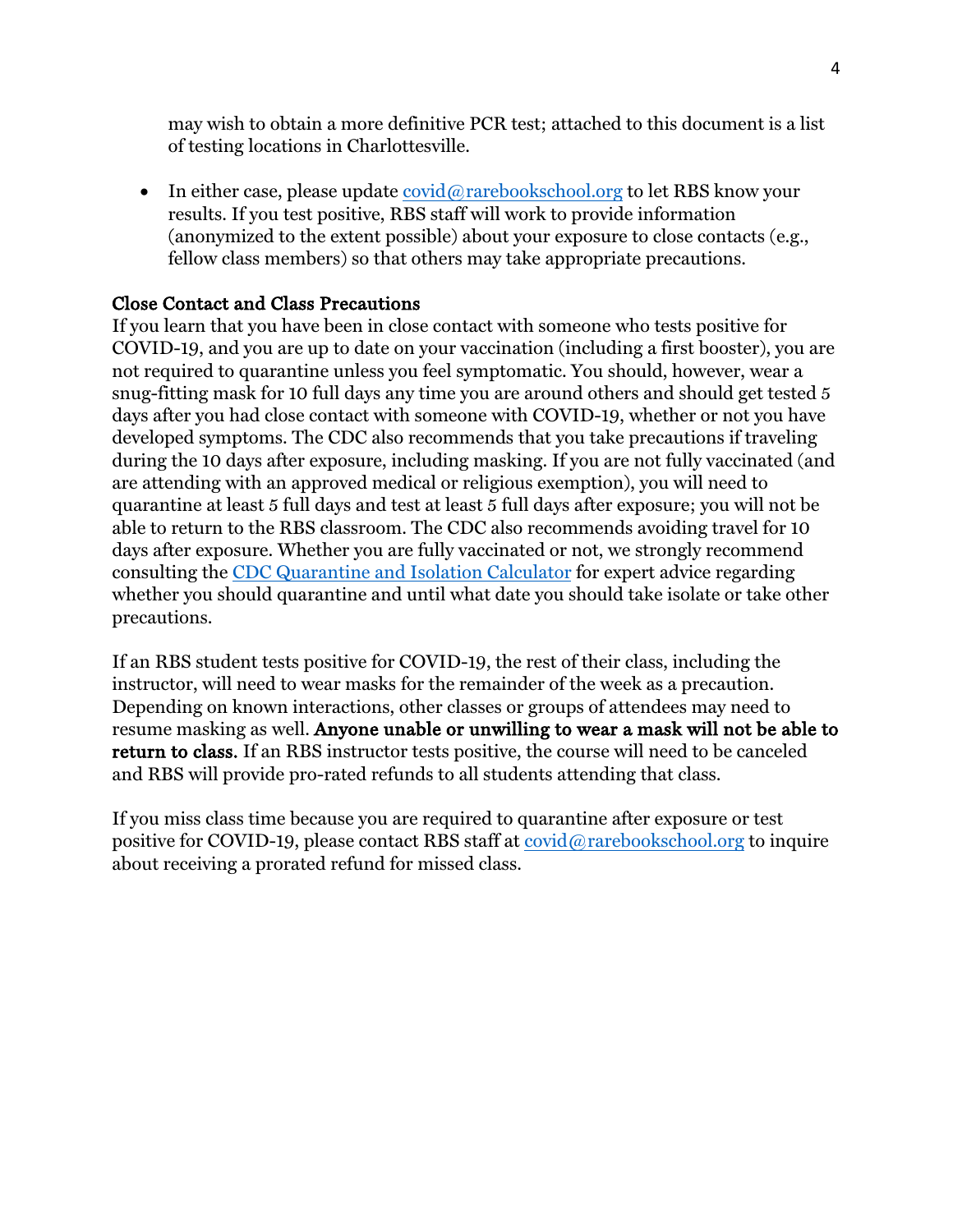may wish to obtain a more definitive PCR test; attached to this document is a list of testing locations in Charlottesville.

- In either case, please update [covid@rarebookschool.org](mailto:covid@rarebookschool.org) to let RBS know your results. If you test positive, RBS staff will work to provide information (anonymized to the extent possible) about your exposure to close contacts (e.g., fellow class members) so that others may take appropriate precautions.

### Close Contact and Class Precautions

If you learn that you have been in close contact with someone who tests positive for COVID-19, and you are up to date on your vaccination (including a first booster), you are not required to quarantine unless you feel symptomatic. You should, however, wear a snug-fitting mask for 10 full days any time you are around others and should get tested 5 days after you had close contact with someone with COVID-19, whether or not you have developed symptoms. The CDC also recommends that you take precautions if traveling during the 10 days after exposure, including masking. If you are not fully vaccinated (and are attending with an approved medical or religious exemption), you will need to quarantine at least 5 full days and test at least 5 full days after exposure; you will not be able to return to the RBS classroom. The CDC also recommends avoiding travel for 10 days after exposure. Whether you are fully vaccinated or not, we strongly recommend consulting the [CDC Quarantine and Isolation Calculator]() for expert advice regarding whether you should quarantine and until what date you should take isolate or take other precautions.

If an RBS student tests positive for COVID-19, the rest of their class, including the instructor, will need to wear masks for the remainder of the week as a precaution. Depending on known interactions, other classes or groups of attendees may need to resume masking as well. **Anyone unable or unwilling to wear a mask will not be able to return to class.** If an RBS instructor tests positive, the course will need to be canceled and RBS will provide pro-rated refunds to all students attending that class.

If you miss class time because you are required to quarantine after exposure or test positive for COVID-19, please contact RBS staff at [covid@rarebookschool.org](mailto:covid@rarebookschool.org) to inquire about receiving a prorated refund for missed class.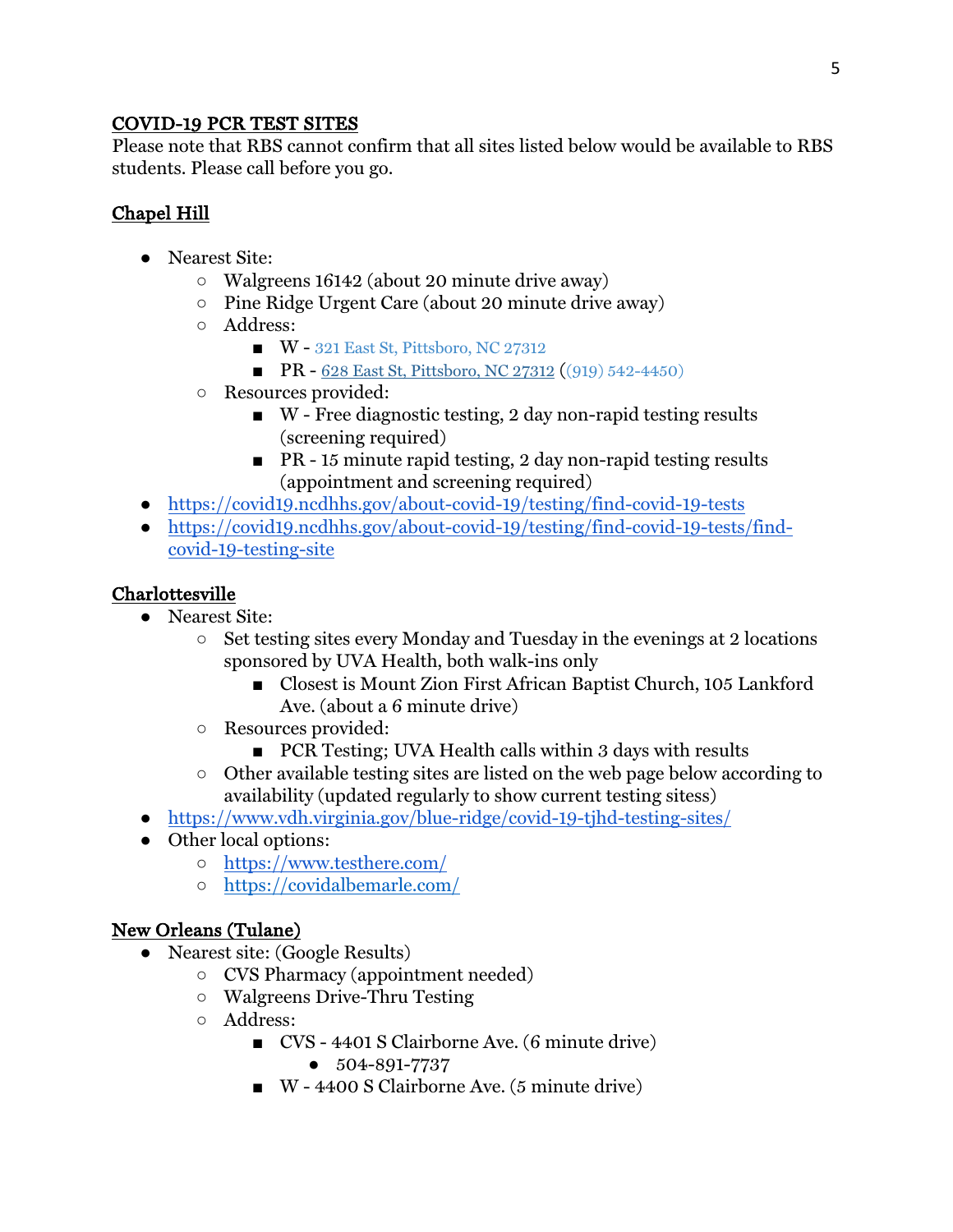## COVID-19 PCR TEST SITES

Please note that RBS cannot confirm that all sites listed below would be available to RBS students. Please call before you go.

### Chapel Hill

- Nearest Site:
  - Walgreens 16142 (about 20 minute drive away)
  - Pine Ridge Urgent Care (about 20 minute drive away)
  - Address:
    - W - 321 East St, Pittsboro, NC 27312
    - PR - 628 East St, Pittsboro, NC 27312 ((919) 542-4450)
  - Resources provided:
    - W - Free diagnostic testing, 2 day non-rapid testing results (screening required)
    - PR - 15 minute rapid testing, 2 day non-rapid testing results (appointment and screening required)
- https://covid19.ncdhhs.gov/about-covid-19/testing/find-covid-19-tests
- https://covid19.ncdhhs.gov/about-covid-19/testing/find-covid-19-tests/find-covid-19-testing-site

### Charlottesville

- Nearest Site:
  - Set testing sites every Monday and Tuesday in the evenings at 2 locations sponsored by UVA Health, both walk-ins only
    - Closest is Mount Zion First African Baptist Church, 105 Lankford Ave. (about a 6 minute drive)
  - Resources provided:
    - PCR Testing; UVA Health calls within 3 days with results
  - Other available testing sites are listed on the web page below according to availability (updated regularly to show current testing sitess)
- https://www.vdh.virginia.gov/blue-ridge/covid-19-tjhd-testing-sites/
- Other local options:
  - https://www.testhere.com/
  - https://covidalbemarle.com/

### New Orleans (Tulane)

- Nearest site: (Google Results)
  - CVS Pharmacy (appointment needed)
  - Walgreens Drive-Thru Testing
  - Address:
    - CVS - 4401 S Clairborne Ave. (6 minute drive)
      - 504-891-7737
    - W - 4400 S Clairborne Ave. (5 minute drive)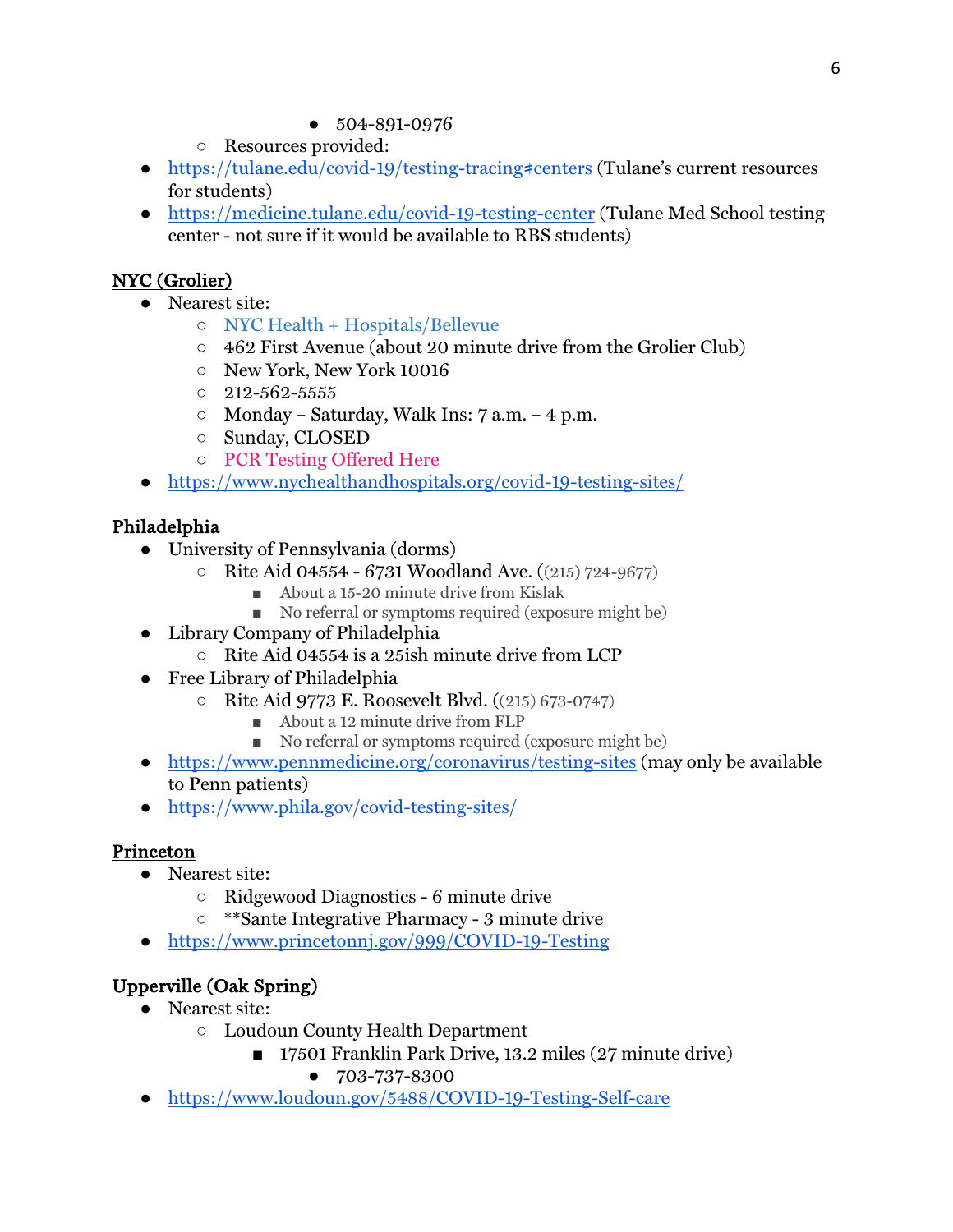- 504-891-0976
    - Resources provided:
- https://tulane.edu/covid-19/testing-tracing#centers (Tulane's current resources for students)
- https://medicine.tulane.edu/covid-19-testing-center (Tulane Med School testing center - not sure if it would be available to RBS students)

**NYC (Grolier)**

- Nearest site:
    - NYC Health + Hospitals/Bellevue
    - 462 First Avenue (about 20 minute drive from the Grolier Club)
    - New York, New York 10016
    - 212-562-5555
    - Monday – Saturday, Walk Ins: 7 a.m. – 4 p.m.
    - Sunday, CLOSED
    - PCR Testing Offered Here
- https://www.nychealthandhospitals.org/covid-19-testing-sites/

**Philadelphia**

- University of Pennsylvania (dorms)
    - Rite Aid 04554 - 6731 Woodland Ave. ((215) 724-9677)
        - About a 15-20 minute drive from Kislak
        - No referral or symptoms required (exposure might be)
- Library Company of Philadelphia
    - Rite Aid 04554 is a 25ish minute drive from LCP
- Free Library of Philadelphia
    - Rite Aid 9773 E. Roosevelt Blvd. ((215) 673-0747)
        - About a 12 minute drive from FLP
        - No referral or symptoms required (exposure might be)
- https://www.pennmedicine.org/coronavirus/testing-sites (may only be available to Penn patients)
- https://www.phila.gov/covid-testing-sites/

**Princeton**

- Nearest site:
    - Ridgewood Diagnostics - 6 minute drive
    - **Sante Integrative Pharmacy - 3 minute drive
- https://www.princetonnj.gov/999/COVID-19-Testing

**Upperville (Oak Spring)**

- Nearest site:
    - Loudoun County Health Department
        - 17501 Franklin Park Drive, 13.2 miles (27 minute drive)
            - 703-737-8300
- https://www.loudoun.gov/5488/COVID-19-Testing-Self-care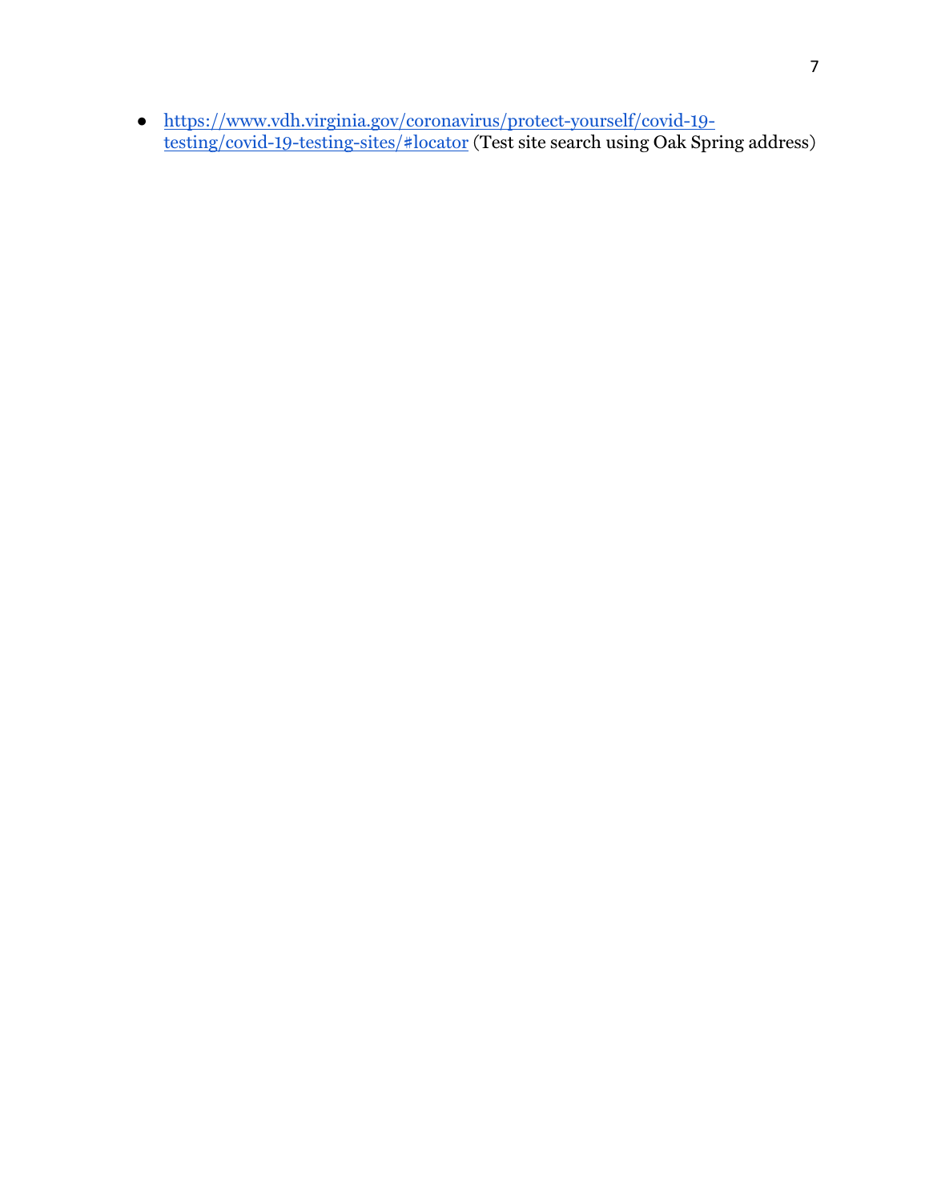- https://www.vdh.virginia.gov/coronavirus/protect-yourself/covid-19-testing/covid-19-testing-sites/#locator (Test site search using Oak Spring address)